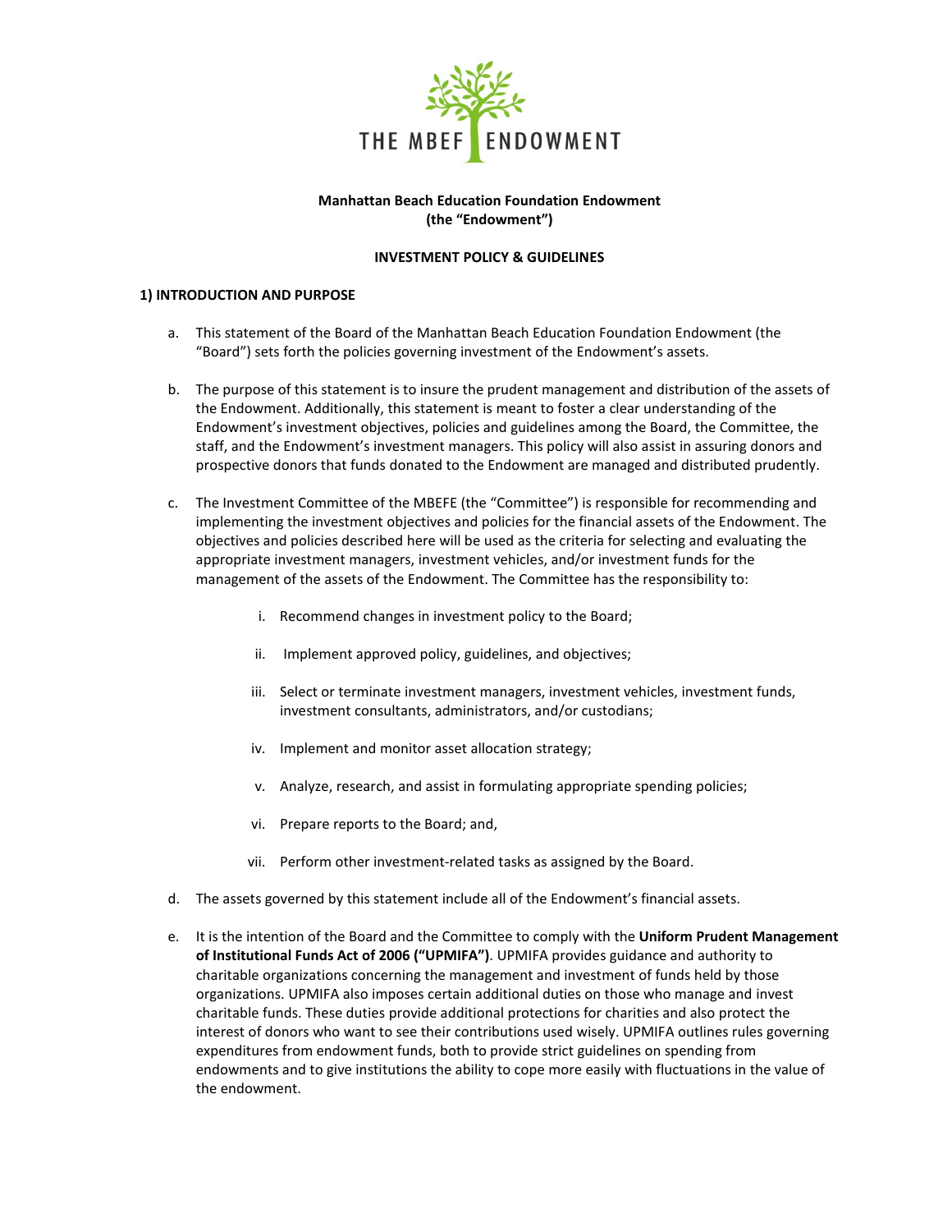THE MBEF ENDOWMENT

**Manhattan Beach Education Foundation Endowment**
**(the "Endowment")**

**INVESTMENT POLICY & GUIDELINES**

## 1) INTRODUCTION AND PURPOSE

a. This statement of the Board of the Manhattan Beach Education Foundation Endowment (the "Board") sets forth the policies governing investment of the Endowment's assets.

b. The purpose of this statement is to insure the prudent management and distribution of the assets of the Endowment. Additionally, this statement is meant to foster a clear understanding of the Endowment's investment objectives, policies and guidelines among the Board, the Committee, the staff, and the Endowment's investment managers. This policy will also assist in assuring donors and prospective donors that funds donated to the Endowment are managed and distributed prudently.

c. The Investment Committee of the MBEFE (the "Committee") is responsible for recommending and implementing the investment objectives and policies for the financial assets of the Endowment. The objectives and policies described here will be used as the criteria for selecting and evaluating the appropriate investment managers, investment vehicles, and/or investment funds for the management of the assets of the Endowment. The Committee has the responsibility to:

   i. Recommend changes in investment policy to the Board;

   ii. Implement approved policy, guidelines, and objectives;

   iii. Select or terminate investment managers, investment vehicles, investment funds, investment consultants, administrators, and/or custodians;

   iv. Implement and monitor asset allocation strategy;

   v. Analyze, research, and assist in formulating appropriate spending policies;

   vi. Prepare reports to the Board; and,

   vii. Perform other investment-related tasks as assigned by the Board.

d. The assets governed by this statement include all of the Endowment's financial assets.

e. It is the intention of the Board and the Committee to comply with the **Uniform Prudent Management of Institutional Funds Act of 2006 ("UPMIFA")**. UPMIFA provides guidance and authority to charitable organizations concerning the management and investment of funds held by those organizations. UPMIFA also imposes certain additional duties on those who manage and invest charitable funds. These duties provide additional protections for charities and also protect the interest of donors who want to see their contributions used wisely. UPMIFA outlines rules governing expenditures from endowment funds, both to provide strict guidelines on spending from endowments and to give institutions the ability to cope more easily with fluctuations in the value of the endowment.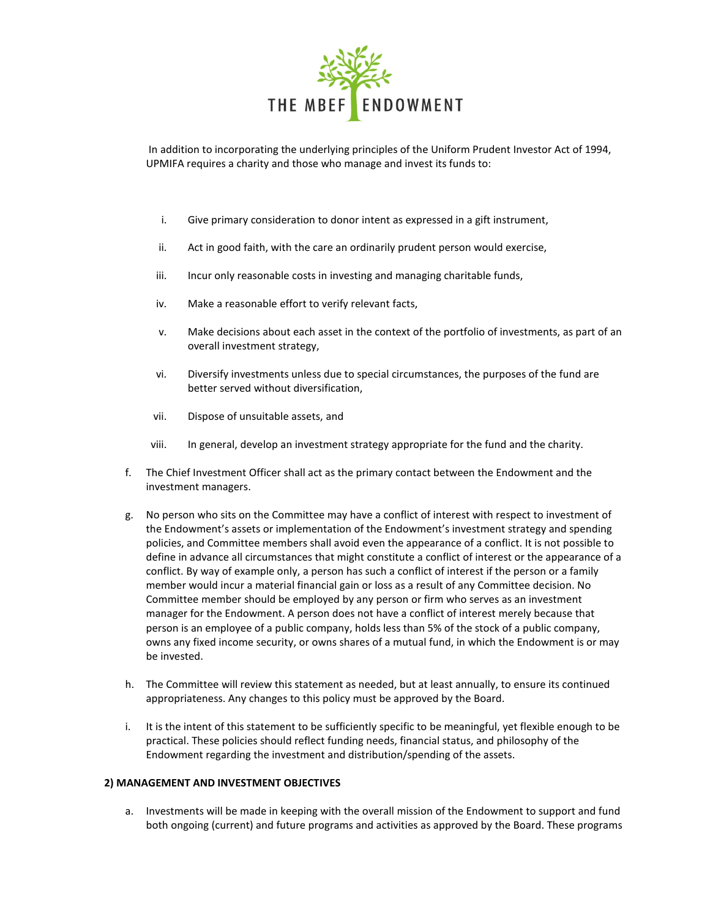In addition to incorporating the underlying principles of the Uniform Prudent Investor Act of 1994, UPMIFA requires a charity and those who manage and invest its funds to:

i. Give primary consideration to donor intent as expressed in a gift instrument,

ii. Act in good faith, with the care an ordinarily prudent person would exercise,

iii. Incur only reasonable costs in investing and managing charitable funds,

iv. Make a reasonable effort to verify relevant facts,

v. Make decisions about each asset in the context of the portfolio of investments, as part of an overall investment strategy,

vi. Diversify investments unless due to special circumstances, the purposes of the fund are better served without diversification,

vii. Dispose of unsuitable assets, and

viii. In general, develop an investment strategy appropriate for the fund and the charity.

f. The Chief Investment Officer shall act as the primary contact between the Endowment and the investment managers.

g. No person who sits on the Committee may have a conflict of interest with respect to investment of the Endowment's assets or implementation of the Endowment's investment strategy and spending policies, and Committee members shall avoid even the appearance of a conflict. It is not possible to define in advance all circumstances that might constitute a conflict of interest or the appearance of a conflict. By way of example only, a person has such a conflict of interest if the person or a family member would incur a material financial gain or loss as a result of any Committee decision. No Committee member should be employed by any person or firm who serves as an investment manager for the Endowment. A person does not have a conflict of interest merely because that person is an employee of a public company, holds less than 5% of the stock of a public company, owns any fixed income security, or owns shares of a mutual fund, in which the Endowment is or may be invested.

h. The Committee will review this statement as needed, but at least annually, to ensure its continued appropriateness. Any changes to this policy must be approved by the Board.

i. It is the intent of this statement to be sufficiently specific to be meaningful, yet flexible enough to be practical. These policies should reflect funding needs, financial status, and philosophy of the Endowment regarding the investment and distribution/spending of the assets.

**2) MANAGEMENT AND INVESTMENT OBJECTIVES**

a. Investments will be made in keeping with the overall mission of the Endowment to support and fund both ongoing (current) and future programs and activities as approved by the Board. These programs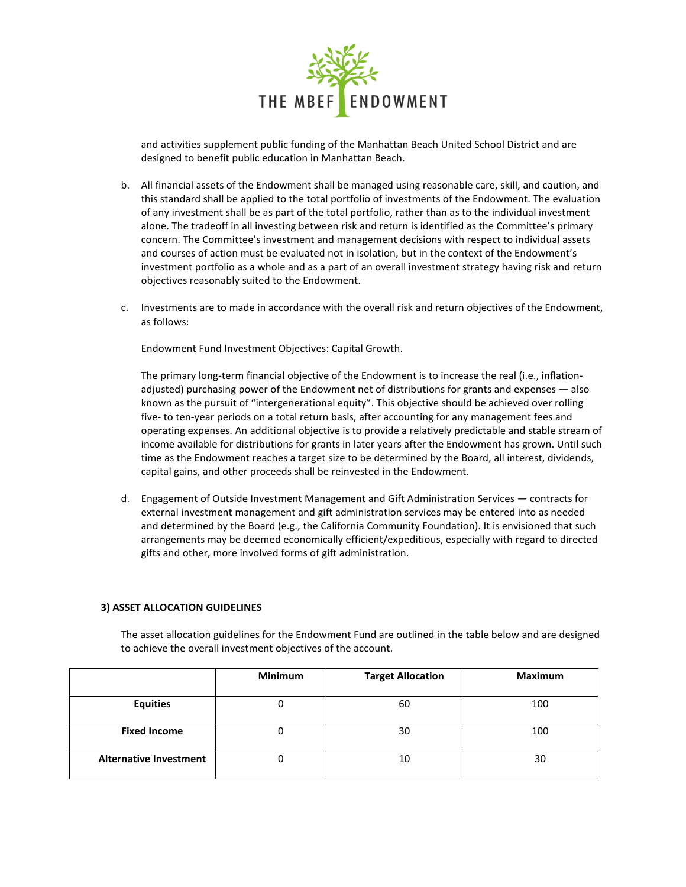and activities supplement public funding of the Manhattan Beach United School District and are designed to benefit public education in Manhattan Beach.

b. All financial assets of the Endowment shall be managed using reasonable care, skill, and caution, and this standard shall be applied to the total portfolio of investments of the Endowment. The evaluation of any investment shall be as part of the total portfolio, rather than as to the individual investment alone. The tradeoff in all investing between risk and return is identified as the Committee's primary concern. The Committee's investment and management decisions with respect to individual assets and courses of action must be evaluated not in isolation, but in the context of the Endowment's investment portfolio as a whole and as a part of an overall investment strategy having risk and return objectives reasonably suited to the Endowment.

c. Investments are to made in accordance with the overall risk and return objectives of the Endowment, as follows:

   Endowment Fund Investment Objectives: Capital Growth.

   The primary long-term financial objective of the Endowment is to increase the real (i.e., inflation-adjusted) purchasing power of the Endowment net of distributions for grants and expenses — also known as the pursuit of "intergenerational equity". This objective should be achieved over rolling five- to ten-year periods on a total return basis, after accounting for any management fees and operating expenses. An additional objective is to provide a relatively predictable and stable stream of income available for distributions for grants in later years after the Endowment has grown. Until such time as the Endowment reaches a target size to be determined by the Board, all interest, dividends, capital gains, and other proceeds shall be reinvested in the Endowment.

d. Engagement of Outside Investment Management and Gift Administration Services — contracts for external investment management and gift administration services may be entered into as needed and determined by the Board (e.g., the California Community Foundation). It is envisioned that such arrangements may be deemed economically efficient/expeditious, especially with regard to directed gifts and other, more involved forms of gift administration.

### 3) ASSET ALLOCATION GUIDELINES

The asset allocation guidelines for the Endowment Fund are outlined in the table below and are designed to achieve the overall investment objectives of the account.

| | **Minimum** | **Target Allocation** | **Maximum** |
|---|---|---|---|
| **Equities** | 0 | 60 | 100 |
| **Fixed Income** | 0 | 30 | 100 |
| **Alternative Investment** | 0 | 10 | 30 |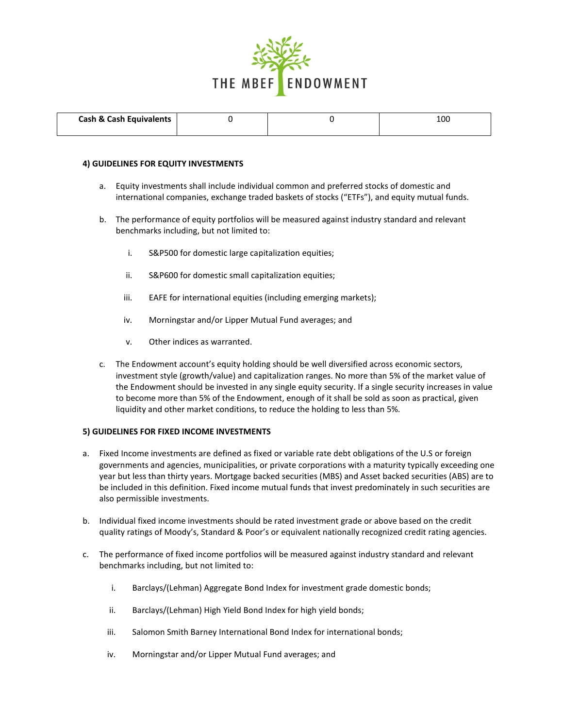| Cash & Cash Equivalents | 0 | 0 | 100 |
|---|---|---|---|

**4) GUIDELINES FOR EQUITY INVESTMENTS**

a. Equity investments shall include individual common and preferred stocks of domestic and international companies, exchange traded baskets of stocks ("ETFs"), and equity mutual funds.

b. The performance of equity portfolios will be measured against industry standard and relevant benchmarks including, but not limited to:

   i. S&P500 for domestic large capitalization equities;

   ii. S&P600 for domestic small capitalization equities;

   iii. EAFE for international equities (including emerging markets);

   iv. Morningstar and/or Lipper Mutual Fund averages; and

   v. Other indices as warranted.

c. The Endowment account's equity holding should be well diversified across economic sectors, investment style (growth/value) and capitalization ranges. No more than 5% of the market value of the Endowment should be invested in any single equity security. If a single security increases in value to become more than 5% of the Endowment, enough of it shall be sold as soon as practical, given liquidity and other market conditions, to reduce the holding to less than 5%.

**5) GUIDELINES FOR FIXED INCOME INVESTMENTS**

a. Fixed Income investments are defined as fixed or variable rate debt obligations of the U.S or foreign governments and agencies, municipalities, or private corporations with a maturity typically exceeding one year but less than thirty years. Mortgage backed securities (MBS) and Asset backed securities (ABS) are to be included in this definition. Fixed income mutual funds that invest predominately in such securities are also permissible investments.

b. Individual fixed income investments should be rated investment grade or above based on the credit quality ratings of Moody's, Standard & Poor's or equivalent nationally recognized credit rating agencies.

c. The performance of fixed income portfolios will be measured against industry standard and relevant benchmarks including, but not limited to:

   i. Barclays/(Lehman) Aggregate Bond Index for investment grade domestic bonds;

   ii. Barclays/(Lehman) High Yield Bond Index for high yield bonds;

   iii. Salomon Smith Barney International Bond Index for international bonds;

   iv. Morningstar and/or Lipper Mutual Fund averages; and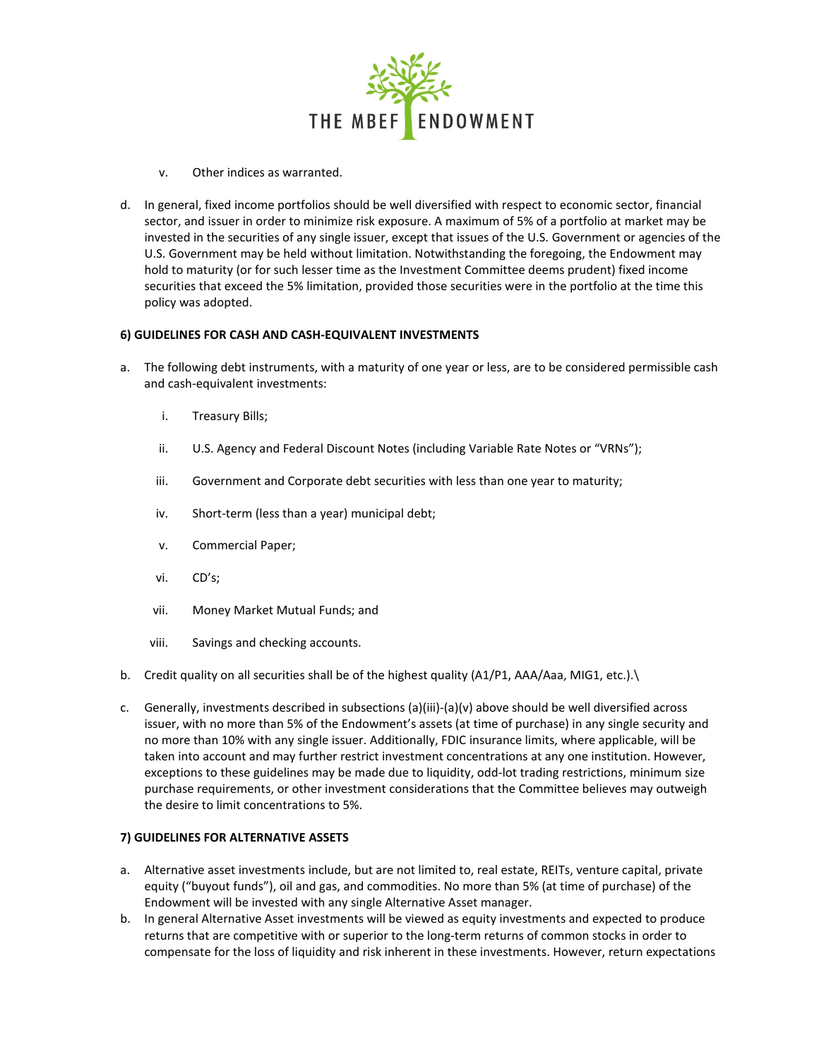v. Other indices as warranted.

d. In general, fixed income portfolios should be well diversified with respect to economic sector, financial sector, and issuer in order to minimize risk exposure. A maximum of 5% of a portfolio at market may be invested in the securities of any single issuer, except that issues of the U.S. Government or agencies of the U.S. Government may be held without limitation. Notwithstanding the foregoing, the Endowment may hold to maturity (or for such lesser time as the Investment Committee deems prudent) fixed income securities that exceed the 5% limitation, provided those securities were in the portfolio at the time this policy was adopted.

**6) GUIDELINES FOR CASH AND CASH-EQUIVALENT INVESTMENTS**

a. The following debt instruments, with a maturity of one year or less, are to be considered permissible cash and cash-equivalent investments:

   i. Treasury Bills;

   ii. U.S. Agency and Federal Discount Notes (including Variable Rate Notes or "VRNs");

   iii. Government and Corporate debt securities with less than one year to maturity;

   iv. Short-term (less than a year) municipal debt;

   v. Commercial Paper;

   vi. CD's;

   vii. Money Market Mutual Funds; and

   viii. Savings and checking accounts.

b. Credit quality on all securities shall be of the highest quality (A1/P1, AAA/Aaa, MIG1, etc.).\

c. Generally, investments described in subsections (a)(iii)-(a)(v) above should be well diversified across issuer, with no more than 5% of the Endowment's assets (at time of purchase) in any single security and no more than 10% with any single issuer. Additionally, FDIC insurance limits, where applicable, will be taken into account and may further restrict investment concentrations at any one institution. However, exceptions to these guidelines may be made due to liquidity, odd-lot trading restrictions, minimum size purchase requirements, or other investment considerations that the Committee believes may outweigh the desire to limit concentrations to 5%.

**7) GUIDELINES FOR ALTERNATIVE ASSETS**

a. Alternative asset investments include, but are not limited to, real estate, REITs, venture capital, private equity ("buyout funds"), oil and gas, and commodities. No more than 5% (at time of purchase) of the Endowment will be invested with any single Alternative Asset manager.

b. In general Alternative Asset investments will be viewed as equity investments and expected to produce returns that are competitive with or superior to the long-term returns of common stocks in order to compensate for the loss of liquidity and risk inherent in these investments. However, return expectations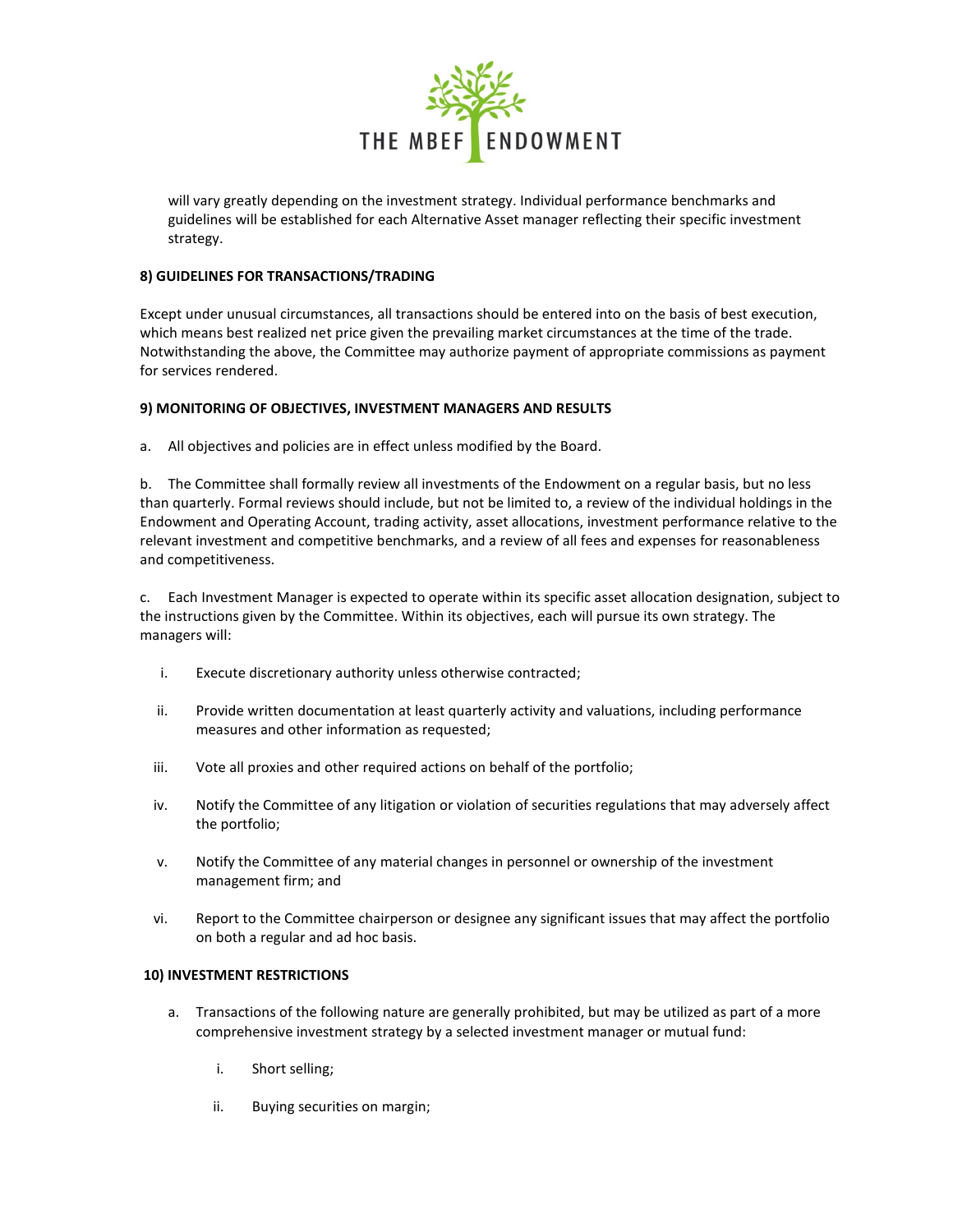will vary greatly depending on the investment strategy. Individual performance benchmarks and guidelines will be established for each Alternative Asset manager reflecting their specific investment strategy.

**8) GUIDELINES FOR TRANSACTIONS/TRADING**

Except under unusual circumstances, all transactions should be entered into on the basis of best execution, which means best realized net price given the prevailing market circumstances at the time of the trade. Notwithstanding the above, the Committee may authorize payment of appropriate commissions as payment for services rendered.

**9) MONITORING OF OBJECTIVES, INVESTMENT MANAGERS AND RESULTS**

a. All objectives and policies are in effect unless modified by the Board.

b. The Committee shall formally review all investments of the Endowment on a regular basis, but no less than quarterly. Formal reviews should include, but not be limited to, a review of the individual holdings in the Endowment and Operating Account, trading activity, asset allocations, investment performance relative to the relevant investment and competitive benchmarks, and a review of all fees and expenses for reasonableness and competitiveness.

c. Each Investment Manager is expected to operate within its specific asset allocation designation, subject to the instructions given by the Committee. Within its objectives, each will pursue its own strategy. The managers will:

i. Execute discretionary authority unless otherwise contracted;

ii. Provide written documentation at least quarterly activity and valuations, including performance measures and other information as requested;

iii. Vote all proxies and other required actions on behalf of the portfolio;

iv. Notify the Committee of any litigation or violation of securities regulations that may adversely affect the portfolio;

v. Notify the Committee of any material changes in personnel or ownership of the investment management firm; and

vi. Report to the Committee chairperson or designee any significant issues that may affect the portfolio on both a regular and ad hoc basis.

**10) INVESTMENT RESTRICTIONS**

a. Transactions of the following nature are generally prohibited, but may be utilized as part of a more comprehensive investment strategy by a selected investment manager or mutual fund:

i. Short selling;

ii. Buying securities on margin;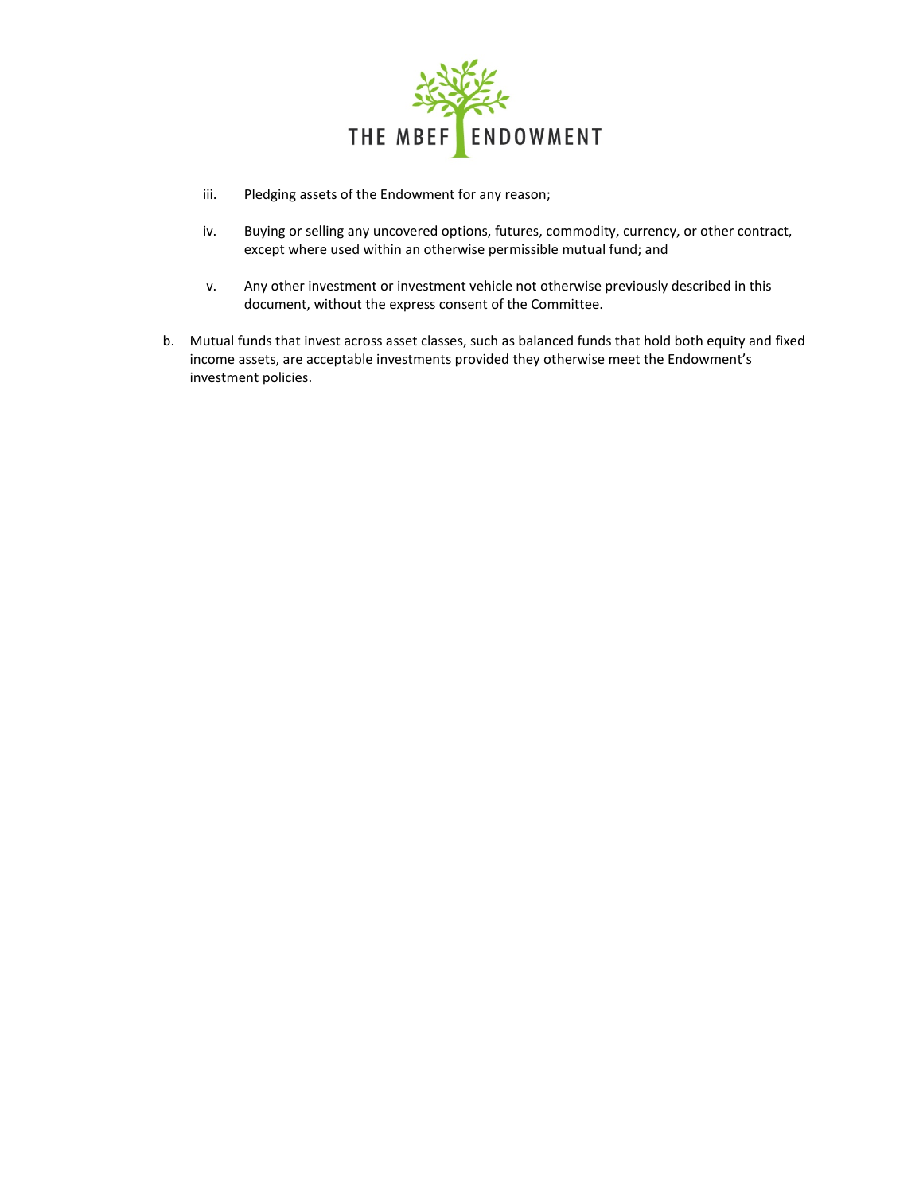iii. Pledging assets of the Endowment for any reason;

iv. Buying or selling any uncovered options, futures, commodity, currency, or other contract, except where used within an otherwise permissible mutual fund; and

v. Any other investment or investment vehicle not otherwise previously described in this document, without the express consent of the Committee.

b. Mutual funds that invest across asset classes, such as balanced funds that hold both equity and fixed income assets, are acceptable investments provided they otherwise meet the Endowment's investment policies.